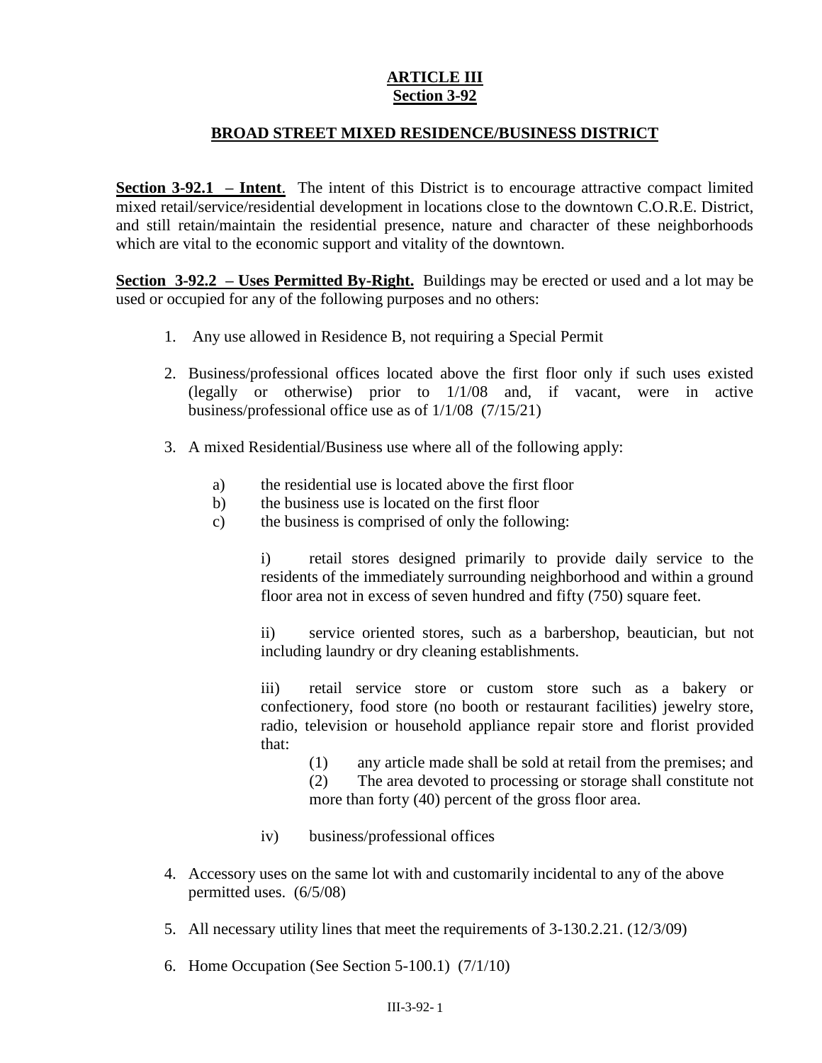# ARTICLE III
## Section 3-92

## BROAD STREET MIXED RESIDENCE/BUSINESS DISTRICT

**Section 3-92.1 – Intent**. The intent of this District is to encourage attractive compact limited mixed retail/service/residential development in locations close to the downtown C.O.R.E. District, and still retain/maintain the residential presence, nature and character of these neighborhoods which are vital to the economic support and vitality of the downtown.

**Section 3-92.2 – Uses Permitted By-Right.** Buildings may be erected or used and a lot may be used or occupied for any of the following purposes and no others:

1. Any use allowed in Residence B, not requiring a Special Permit

2. Business/professional offices located above the first floor only if such uses existed (legally or otherwise) prior to 1/1/08 and, if vacant, were in active business/professional office use as of 1/1/08 (7/15/21)

3. A mixed Residential/Business use where all of the following apply:

   a) the residential use is located above the first floor
   b) the business use is located on the first floor
   c) the business is comprised of only the following:

      i) retail stores designed primarily to provide daily service to the residents of the immediately surrounding neighborhood and within a ground floor area not in excess of seven hundred and fifty (750) square feet.

      ii) service oriented stores, such as a barbershop, beautician, but not including laundry or dry cleaning establishments.

      iii) retail service store or custom store such as a bakery or confectionery, food store (no booth or restaurant facilities) jewelry store, radio, television or household appliance repair store and florist provided that:

         (1) any article made shall be sold at retail from the premises; and
         (2) The area devoted to processing or storage shall constitute not more than forty (40) percent of the gross floor area.

      iv) business/professional offices

4. Accessory uses on the same lot with and customarily incidental to any of the above permitted uses. (6/5/08)

5. All necessary utility lines that meet the requirements of 3-130.2.21. (12/3/09)

6. Home Occupation (See Section 5-100.1) (7/1/10)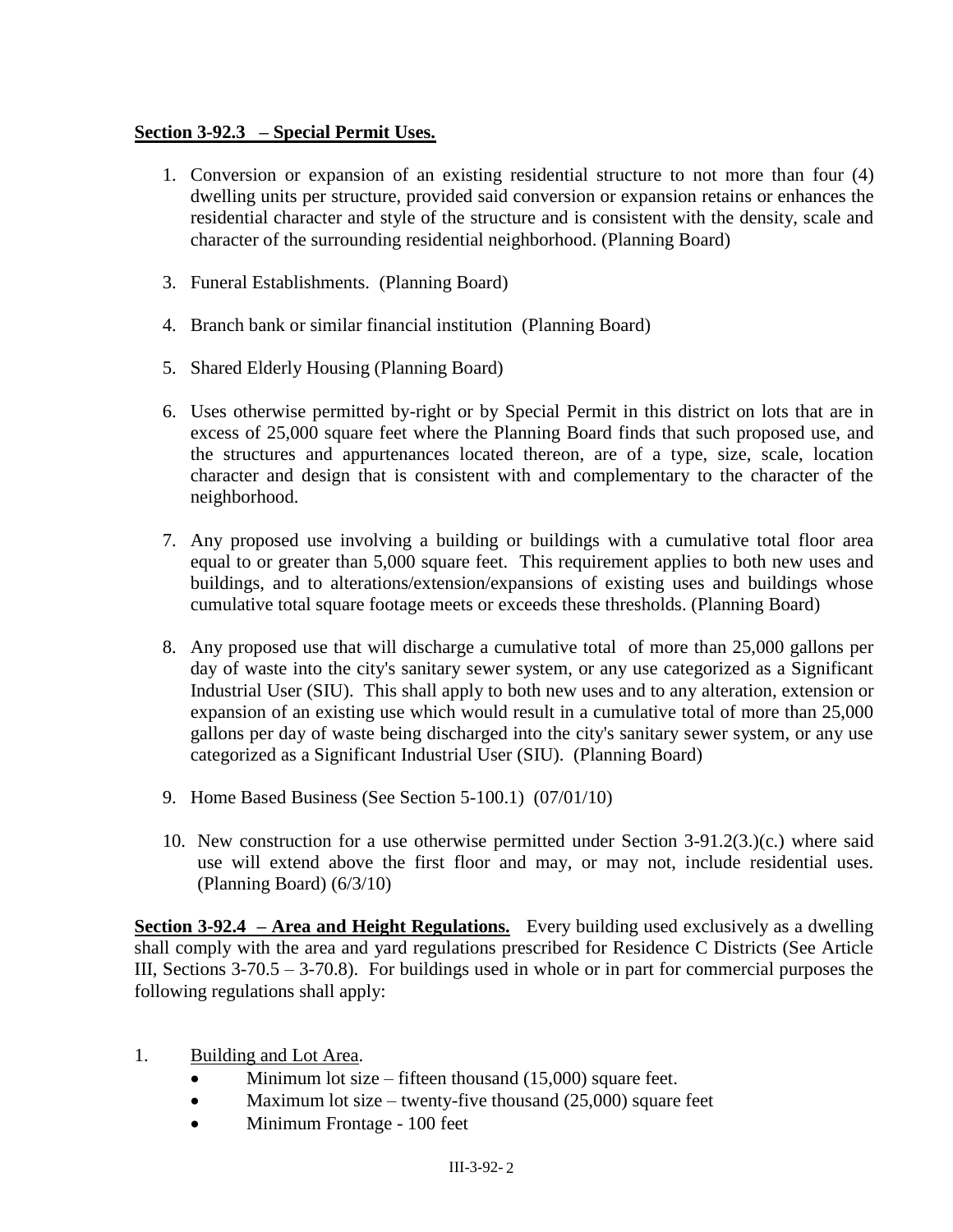**Section 3-92.3 – Special Permit Uses.**

1. Conversion or expansion of an existing residential structure to not more than four (4) dwelling units per structure, provided said conversion or expansion retains or enhances the residential character and style of the structure and is consistent with the density, scale and character of the surrounding residential neighborhood. (Planning Board)

3. Funeral Establishments. (Planning Board)

4. Branch bank or similar financial institution (Planning Board)

5. Shared Elderly Housing (Planning Board)

6. Uses otherwise permitted by-right or by Special Permit in this district on lots that are in excess of 25,000 square feet where the Planning Board finds that such proposed use, and the structures and appurtenances located thereon, are of a type, size, scale, location character and design that is consistent with and complementary to the character of the neighborhood.

7. Any proposed use involving a building or buildings with a cumulative total floor area equal to or greater than 5,000 square feet. This requirement applies to both new uses and buildings, and to alterations/extension/expansions of existing uses and buildings whose cumulative total square footage meets or exceeds these thresholds. (Planning Board)

8. Any proposed use that will discharge a cumulative total of more than 25,000 gallons per day of waste into the city's sanitary sewer system, or any use categorized as a Significant Industrial User (SIU). This shall apply to both new uses and to any alteration, extension or expansion of an existing use which would result in a cumulative total of more than 25,000 gallons per day of waste being discharged into the city's sanitary sewer system, or any use categorized as a Significant Industrial User (SIU). (Planning Board)

9. Home Based Business (See Section 5-100.1) (07/01/10)

10. New construction for a use otherwise permitted under Section 3-91.2(3.)(c.) where said use will extend above the first floor and may, or may not, include residential uses. (Planning Board) (6/3/10)

**Section 3-92.4 – Area and Height Regulations.** Every building used exclusively as a dwelling shall comply with the area and yard regulations prescribed for Residence C Districts (See Article III, Sections 3-70.5 – 3-70.8). For buildings used in whole or in part for commercial purposes the following regulations shall apply:

1. Building and Lot Area.
   - Minimum lot size – fifteen thousand (15,000) square feet.
   - Maximum lot size – twenty-five thousand (25,000) square feet
   - Minimum Frontage - 100 feet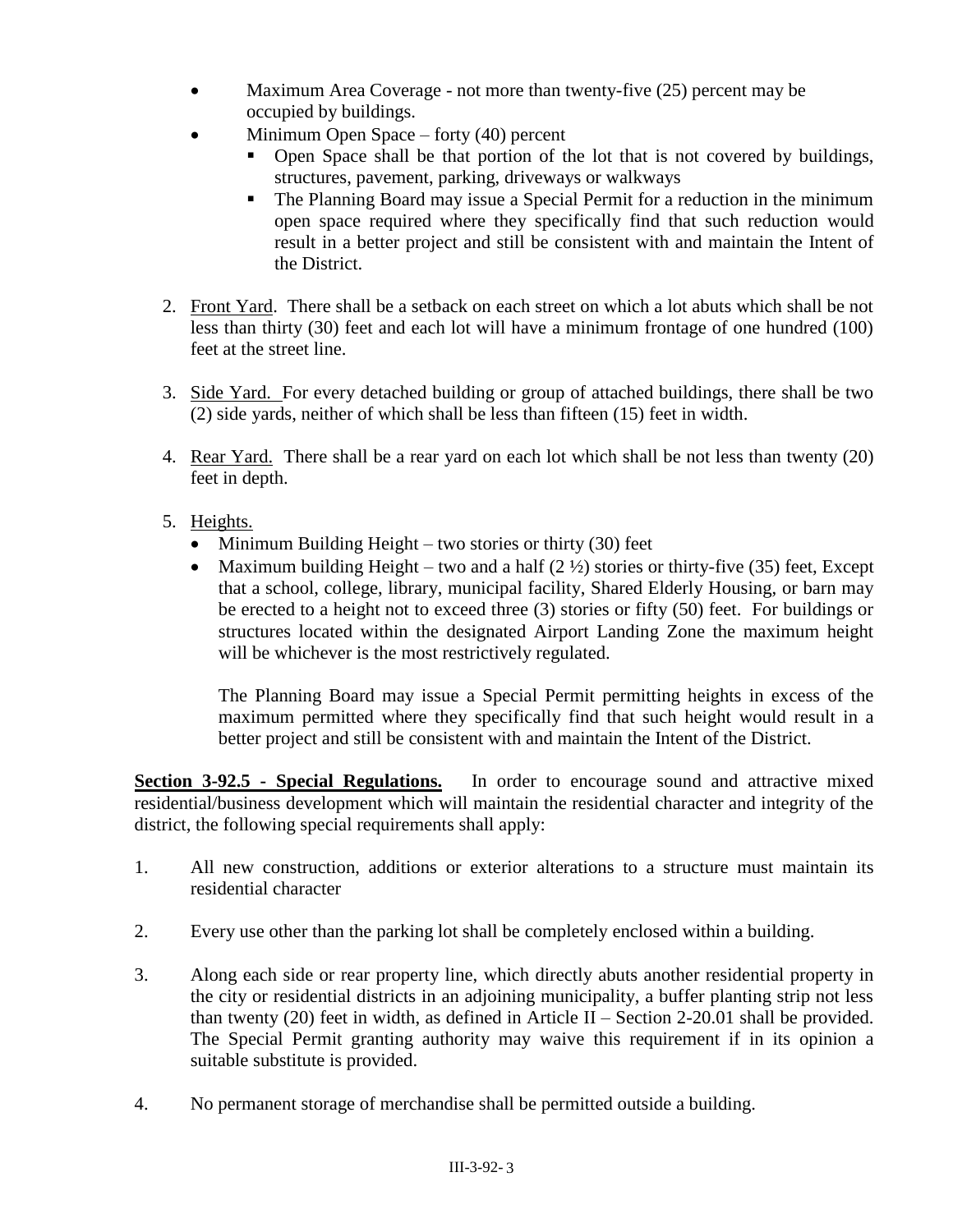- Maximum Area Coverage - not more than twenty-five (25) percent may be occupied by buildings.
- Minimum Open Space – forty (40) percent
  - Open Space shall be that portion of the lot that is not covered by buildings, structures, pavement, parking, driveways or walkways
  - The Planning Board may issue a Special Permit for a reduction in the minimum open space required where they specifically find that such reduction would result in a better project and still be consistent with and maintain the Intent of the District.

2. Front Yard. There shall be a setback on each street on which a lot abuts which shall be not less than thirty (30) feet and each lot will have a minimum frontage of one hundred (100) feet at the street line.

3. Side Yard. For every detached building or group of attached buildings, there shall be two (2) side yards, neither of which shall be less than fifteen (15) feet in width.

4. Rear Yard. There shall be a rear yard on each lot which shall be not less than twenty (20) feet in depth.

5. Heights.
   - Minimum Building Height – two stories or thirty (30) feet
   - Maximum building Height – two and a half (2 ½) stories or thirty-five (35) feet, Except that a school, college, library, municipal facility, Shared Elderly Housing, or barn may be erected to a height not to exceed three (3) stories or fifty (50) feet. For buildings or structures located within the designated Airport Landing Zone the maximum height will be whichever is the most restrictively regulated.

   The Planning Board may issue a Special Permit permitting heights in excess of the maximum permitted where they specifically find that such height would result in a better project and still be consistent with and maintain the Intent of the District.

**Section 3-92.5 - Special Regulations.** In order to encourage sound and attractive mixed residential/business development which will maintain the residential character and integrity of the district, the following special requirements shall apply:

1. All new construction, additions or exterior alterations to a structure must maintain its residential character

2. Every use other than the parking lot shall be completely enclosed within a building.

3. Along each side or rear property line, which directly abuts another residential property in the city or residential districts in an adjoining municipality, a buffer planting strip not less than twenty (20) feet in width, as defined in Article II – Section 2-20.01 shall be provided. The Special Permit granting authority may waive this requirement if in its opinion a suitable substitute is provided.

4. No permanent storage of merchandise shall be permitted outside a building.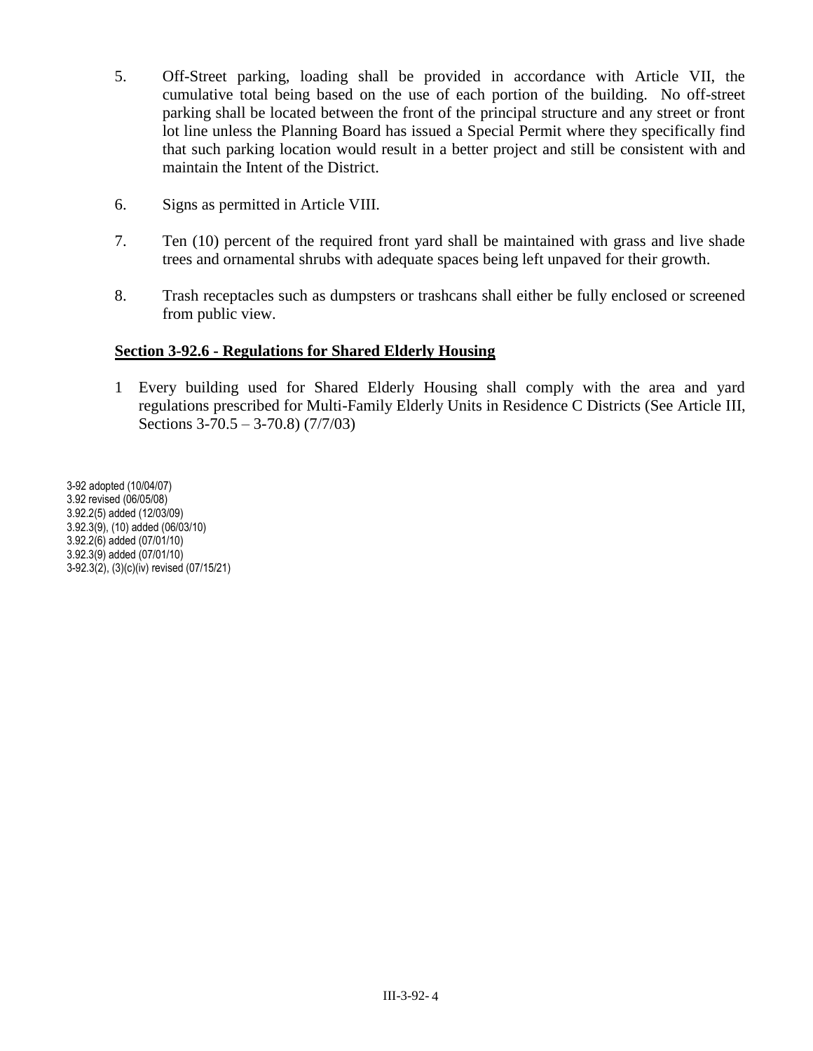5. Off-Street parking, loading shall be provided in accordance with Article VII, the cumulative total being based on the use of each portion of the building. No off-street parking shall be located between the front of the principal structure and any street or front lot line unless the Planning Board has issued a Special Permit where they specifically find that such parking location would result in a better project and still be consistent with and maintain the Intent of the District.

6. Signs as permitted in Article VIII.

7. Ten (10) percent of the required front yard shall be maintained with grass and live shade trees and ornamental shrubs with adequate spaces being left unpaved for their growth.

8. Trash receptacles such as dumpsters or trashcans shall either be fully enclosed or screened from public view.

## Section 3-92.6 - Regulations for Shared Elderly Housing

1 Every building used for Shared Elderly Housing shall comply with the area and yard regulations prescribed for Multi-Family Elderly Units in Residence C Districts (See Article III, Sections 3-70.5 – 3-70.8) (7/7/03)

3-92 adopted (10/04/07)
3.92 revised (06/05/08)
3.92.2(5) added (12/03/09)
3.92.3(9), (10) added (06/03/10)
3.92.2(6) added (07/01/10)
3.92.3(9) added (07/01/10)
3-92.3(2), (3)(c)(iv) revised (07/15/21)